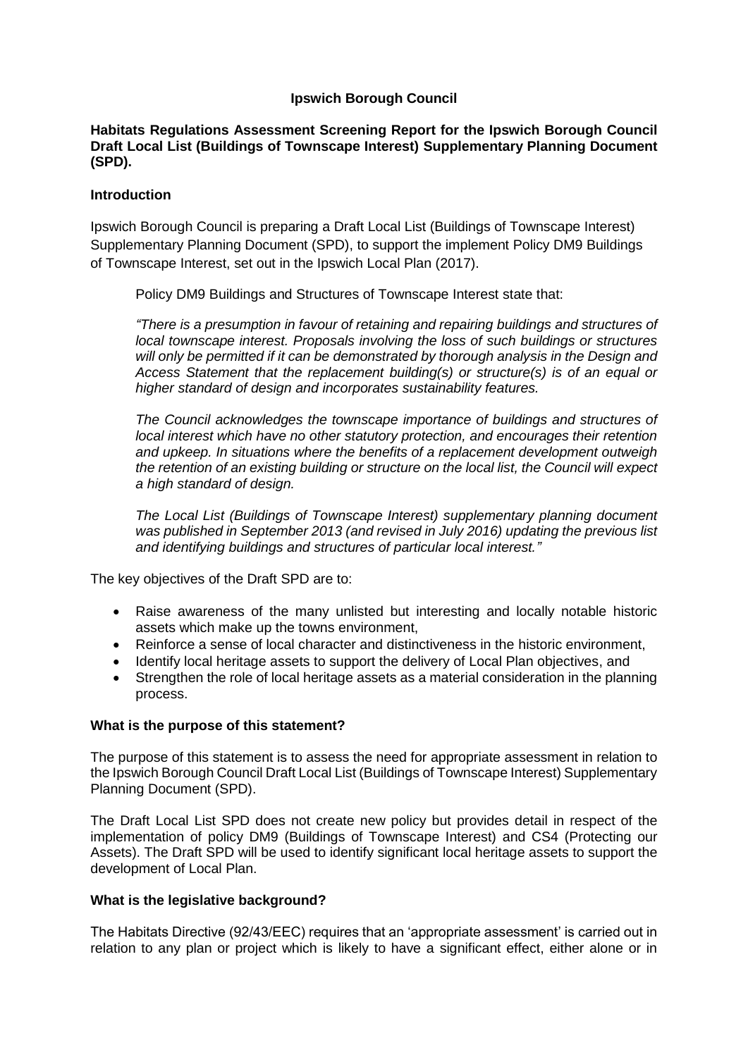**Ipswich Borough Council**

**Habitats Regulations Assessment Screening Report for the Ipswich Borough Council Draft Local List (Buildings of Townscape Interest) Supplementary Planning Document (SPD).**

**Introduction**

Ipswich Borough Council is preparing a Draft Local List (Buildings of Townscape Interest) Supplementary Planning Document (SPD), to support the implement Policy DM9 Buildings of Townscape Interest, set out in the Ipswich Local Plan (2017).

> Policy DM9 Buildings and Structures of Townscape Interest state that:
>
> *"There is a presumption in favour of retaining and repairing buildings and structures of local townscape interest. Proposals involving the loss of such buildings or structures will only be permitted if it can be demonstrated by thorough analysis in the Design and Access Statement that the replacement building(s) or structure(s) is of an equal or higher standard of design and incorporates sustainability features.*
>
> *The Council acknowledges the townscape importance of buildings and structures of local interest which have no other statutory protection, and encourages their retention and upkeep. In situations where the benefits of a replacement development outweigh the retention of an existing building or structure on the local list, the Council will expect a high standard of design.*
>
> *The Local List (Buildings of Townscape Interest) supplementary planning document was published in September 2013 (and revised in July 2016) updating the previous list and identifying buildings and structures of particular local interest."*

The key objectives of the Draft SPD are to:

- Raise awareness of the many unlisted but interesting and locally notable historic assets which make up the towns environment,
- Reinforce a sense of local character and distinctiveness in the historic environment,
- Identify local heritage assets to support the delivery of Local Plan objectives, and
- Strengthen the role of local heritage assets as a material consideration in the planning process.

**What is the purpose of this statement?**

The purpose of this statement is to assess the need for appropriate assessment in relation to the Ipswich Borough Council Draft Local List (Buildings of Townscape Interest) Supplementary Planning Document (SPD).

The Draft Local List SPD does not create new policy but provides detail in respect of the implementation of policy DM9 (Buildings of Townscape Interest) and CS4 (Protecting our Assets). The Draft SPD will be used to identify significant local heritage assets to support the development of Local Plan.

**What is the legislative background?**

The Habitats Directive (92/43/EEC) requires that an 'appropriate assessment' is carried out in relation to any plan or project which is likely to have a significant effect, either alone or in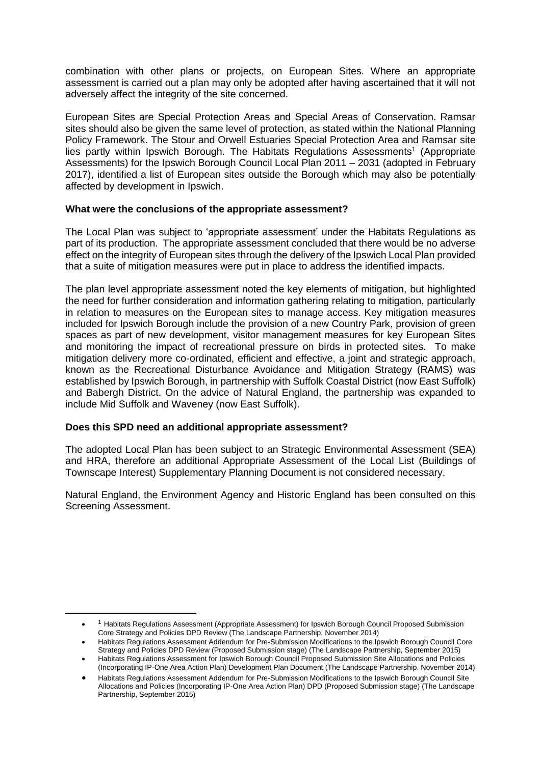combination with other plans or projects, on European Sites. Where an appropriate assessment is carried out a plan may only be adopted after having ascertained that it will not adversely affect the integrity of the site concerned.

European Sites are Special Protection Areas and Special Areas of Conservation. Ramsar sites should also be given the same level of protection, as stated within the National Planning Policy Framework. The Stour and Orwell Estuaries Special Protection Area and Ramsar site lies partly within Ipswich Borough. The Habitats Regulations Assessments[1] (Appropriate Assessments) for the Ipswich Borough Council Local Plan 2011 – 2031 (adopted in February 2017), identified a list of European sites outside the Borough which may also be potentially affected by development in Ipswich.

**What were the conclusions of the appropriate assessment?**

The Local Plan was subject to 'appropriate assessment' under the Habitats Regulations as part of its production. The appropriate assessment concluded that there would be no adverse effect on the integrity of European sites through the delivery of the Ipswich Local Plan provided that a suite of mitigation measures were put in place to address the identified impacts.

The plan level appropriate assessment noted the key elements of mitigation, but highlighted the need for further consideration and information gathering relating to mitigation, particularly in relation to measures on the European sites to manage access. Key mitigation measures included for Ipswich Borough include the provision of a new Country Park, provision of green spaces as part of new development, visitor management measures for key European Sites and monitoring the impact of recreational pressure on birds in protected sites. To make mitigation delivery more co-ordinated, efficient and effective, a joint and strategic approach, known as the Recreational Disturbance Avoidance and Mitigation Strategy (RAMS) was established by Ipswich Borough, in partnership with Suffolk Coastal District (now East Suffolk) and Babergh District. On the advice of Natural England, the partnership was expanded to include Mid Suffolk and Waveney (now East Suffolk).

**Does this SPD need an additional appropriate assessment?**

The adopted Local Plan has been subject to an Strategic Environmental Assessment (SEA) and HRA, therefore an additional Appropriate Assessment of the Local List (Buildings of Townscape Interest) Supplementary Planning Document is not considered necessary.

Natural England, the Environment Agency and Historic England has been consulted on this Screening Assessment.

- [1] Habitats Regulations Assessment (Appropriate Assessment) for Ipswich Borough Council Proposed Submission Core Strategy and Policies DPD Review (The Landscape Partnership, November 2014)
- Habitats Regulations Assessment Addendum for Pre-Submission Modifications to the Ipswich Borough Council Core Strategy and Policies DPD Review (Proposed Submission stage) (The Landscape Partnership, September 2015)
- Habitats Regulations Assessment for Ipswich Borough Council Proposed Submission Site Allocations and Policies (Incorporating IP-One Area Action Plan) Development Plan Document (The Landscape Partnership. November 2014)
- Habitats Regulations Assessment Addendum for Pre-Submission Modifications to the Ipswich Borough Council Site Allocations and Policies (Incorporating IP-One Area Action Plan) DPD (Proposed Submission stage) (The Landscape Partnership, September 2015)